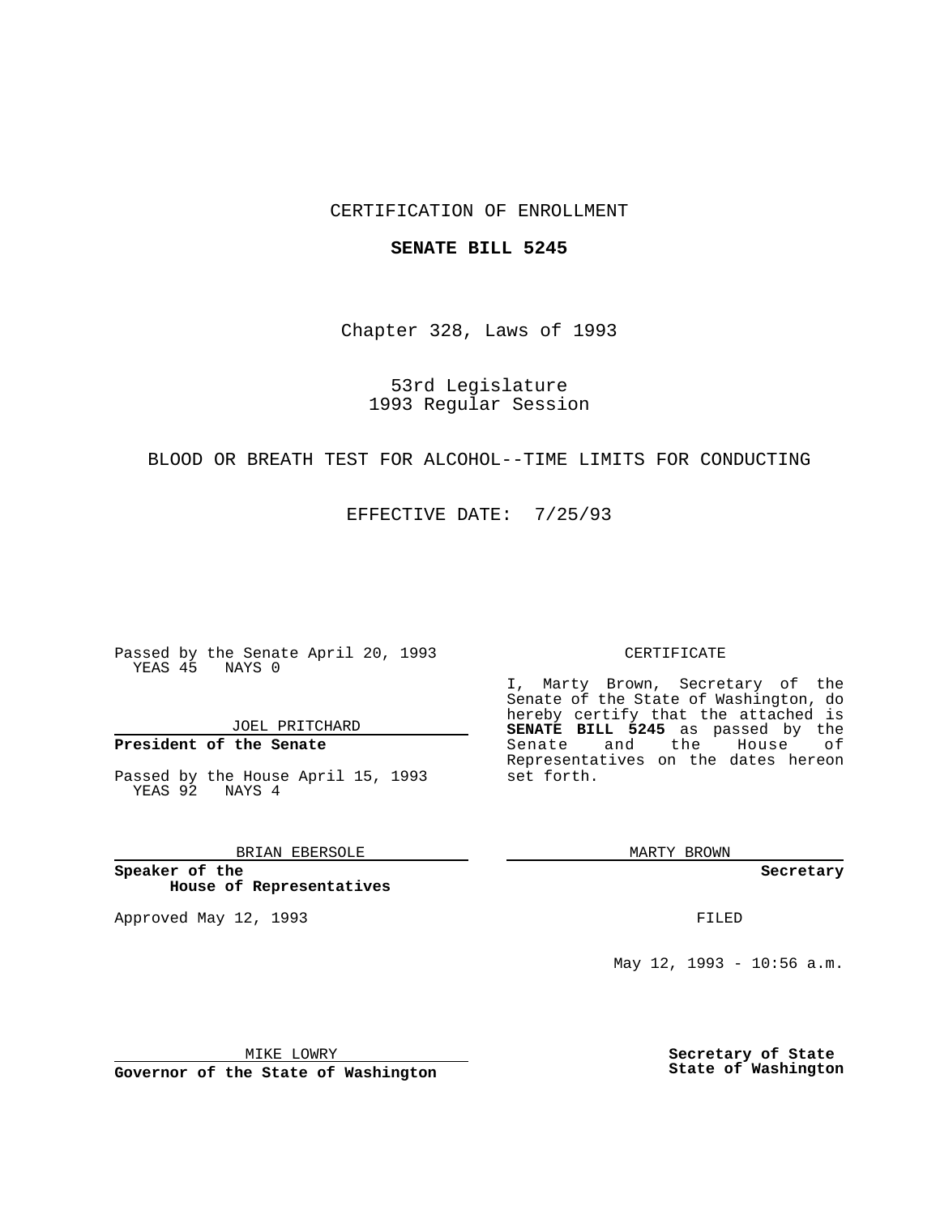CERTIFICATION OF ENROLLMENT

**SENATE BILL 5245**

Chapter 328, Laws of 1993

53rd Legislature
1993 Regular Session

BLOOD OR BREATH TEST FOR ALCOHOL--TIME LIMITS FOR CONDUCTING

EFFECTIVE DATE: 7/25/93

Passed by the Senate April 20, 1993
YEAS 45 NAYS 0

JOEL PRITCHARD

**President of the Senate**

Passed by the House April 15, 1993
YEAS 92 NAYS 4

BRIAN EBERSOLE

**Speaker of the House of Representatives**

Approved May 12, 1993

MIKE LOWRY

**Governor of the State of Washington**

CERTIFICATE

I, Marty Brown, Secretary of the Senate of the State of Washington, do hereby certify that the attached is **SENATE BILL 5245** as passed by the Senate and the House of Representatives on the dates hereon set forth.

MARTY BROWN

**Secretary**

FILED

May 12, 1993 - 10:56 a.m.

**Secretary of State**
**State of Washington**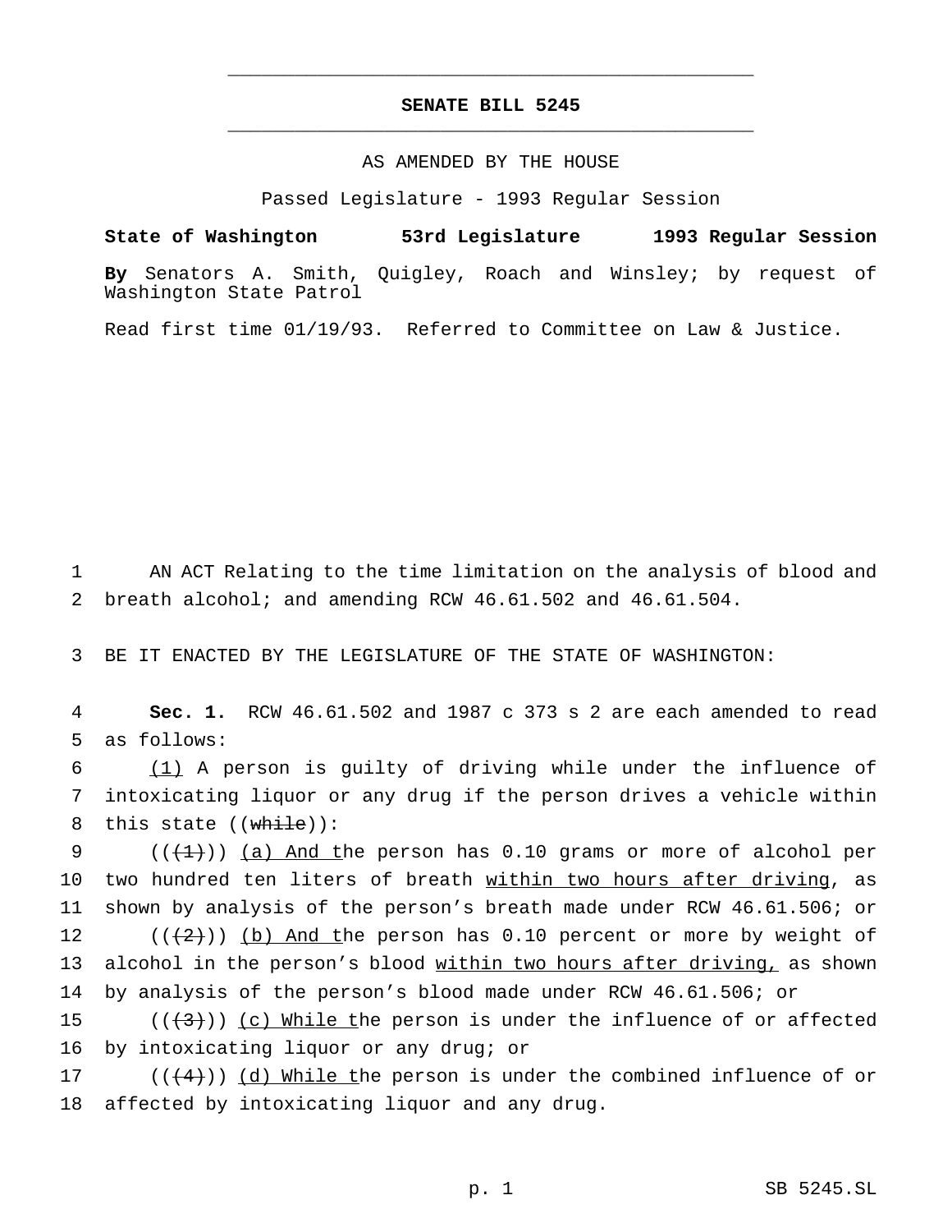**SENATE BILL 5245**

AS AMENDED BY THE HOUSE

Passed Legislature - 1993 Regular Session

**State of Washington 53rd Legislature 1993 Regular Session**

**By** Senators A. Smith, Quigley, Roach and Winsley; by request of Washington State Patrol

Read first time 01/19/93. Referred to Committee on Law & Justice.

1 AN ACT Relating to the time limitation on the analysis of blood and
2 breath alcohol; and amending RCW 46.61.502 and 46.61.504.

3 BE IT ENACTED BY THE LEGISLATURE OF THE STATE OF WASHINGTON:

4 **Sec. 1.** RCW 46.61.502 and 1987 c 373 s 2 are each amended to read
5 as follows:

6 (1) A person is guilty of driving while under the influence of
7 intoxicating liquor or any drug if the person drives a vehicle within
8 this state ((while)):

9 (((1))) (a) And the person has 0.10 grams or more of alcohol per
10 two hundred ten liters of breath within two hours after driving, as
11 shown by analysis of the person's breath made under RCW 46.61.506; or

12 (((2))) (b) And the person has 0.10 percent or more by weight of
13 alcohol in the person's blood within two hours after driving, as shown
14 by analysis of the person's blood made under RCW 46.61.506; or

15 (((3))) (c) While the person is under the influence of or affected
16 by intoxicating liquor or any drug; or

17 (((4))) (d) While the person is under the combined influence of or
18 affected by intoxicating liquor and any drug.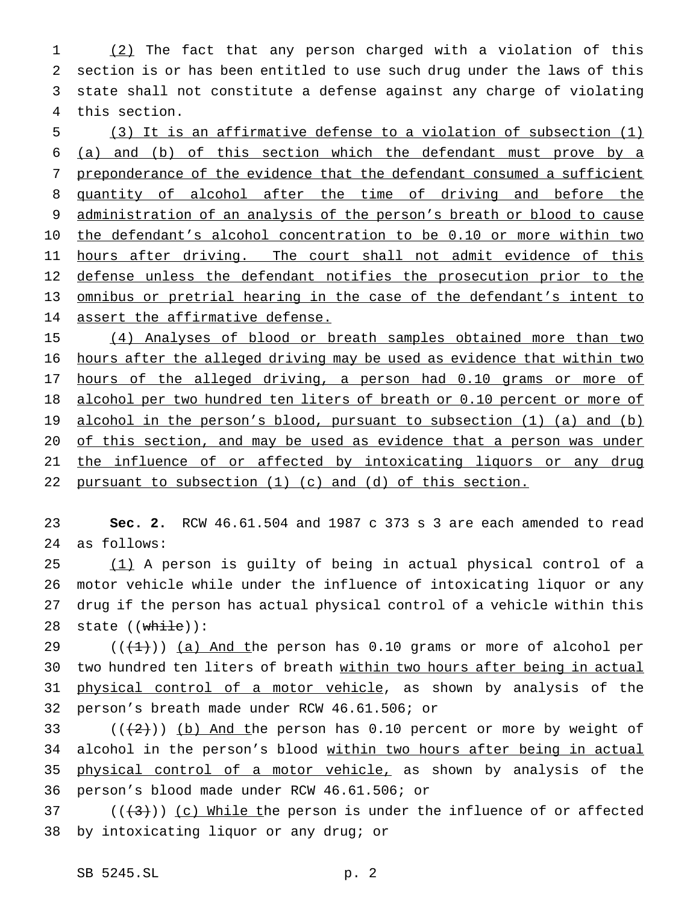(2) The fact that any person charged with a violation of this section is or has been entitled to use such drug under the laws of this state shall not constitute a defense against any charge of violating this section.

(3) It is an affirmative defense to a violation of subsection (1) (a) and (b) of this section which the defendant must prove by a preponderance of the evidence that the defendant consumed a sufficient quantity of alcohol after the time of driving and before the administration of an analysis of the person's breath or blood to cause the defendant's alcohol concentration to be 0.10 or more within two hours after driving. The court shall not admit evidence of this defense unless the defendant notifies the prosecution prior to the omnibus or pretrial hearing in the case of the defendant's intent to assert the affirmative defense.

(4) Analyses of blood or breath samples obtained more than two hours after the alleged driving may be used as evidence that within two hours of the alleged driving, a person had 0.10 grams or more of alcohol per two hundred ten liters of breath or 0.10 percent or more of alcohol in the person's blood, pursuant to subsection (1) (a) and (b) of this section, and may be used as evidence that a person was under the influence of or affected by intoxicating liquors or any drug pursuant to subsection (1) (c) and (d) of this section.

**Sec. 2.** RCW 46.61.504 and 1987 c 373 s 3 are each amended to read as follows:

(1) A person is guilty of being in actual physical control of a motor vehicle while under the influence of intoxicating liquor or any drug if the person has actual physical control of a vehicle within this state ((~~while~~)):

((~~(1)~~)) (a) And the person has 0.10 grams or more of alcohol per two hundred ten liters of breath within two hours after being in actual physical control of a motor vehicle, as shown by analysis of the person's breath made under RCW 46.61.506; or

((~~(2)~~)) (b) And the person has 0.10 percent or more by weight of alcohol in the person's blood within two hours after being in actual physical control of a motor vehicle, as shown by analysis of the person's blood made under RCW 46.61.506; or

((~~(3)~~)) (c) While the person is under the influence of or affected by intoxicating liquor or any drug; or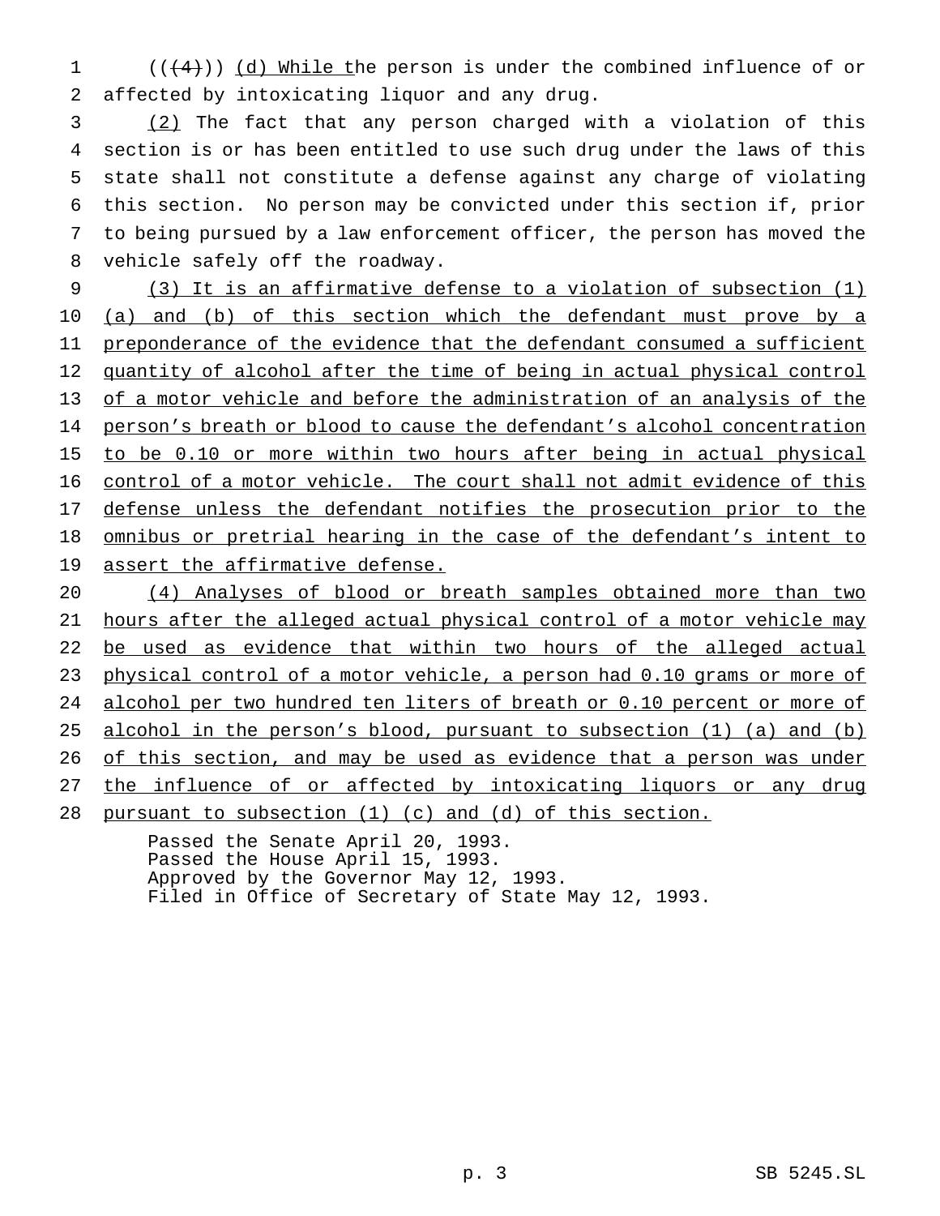(((4))) (d) While the person is under the combined influence of or affected by intoxicating liquor and any drug.

(2) The fact that any person charged with a violation of this section is or has been entitled to use such drug under the laws of this state shall not constitute a defense against any charge of violating this section. No person may be convicted under this section if, prior to being pursued by a law enforcement officer, the person has moved the vehicle safely off the roadway.

(3) It is an affirmative defense to a violation of subsection (1) (a) and (b) of this section which the defendant must prove by a preponderance of the evidence that the defendant consumed a sufficient quantity of alcohol after the time of being in actual physical control of a motor vehicle and before the administration of an analysis of the person's breath or blood to cause the defendant's alcohol concentration to be 0.10 or more within two hours after being in actual physical control of a motor vehicle. The court shall not admit evidence of this defense unless the defendant notifies the prosecution prior to the omnibus or pretrial hearing in the case of the defendant's intent to assert the affirmative defense.

(4) Analyses of blood or breath samples obtained more than two hours after the alleged actual physical control of a motor vehicle may be used as evidence that within two hours of the alleged actual physical control of a motor vehicle, a person had 0.10 grams or more of alcohol per two hundred ten liters of breath or 0.10 percent or more of alcohol in the person's blood, pursuant to subsection (1) (a) and (b) of this section, and may be used as evidence that a person was under the influence of or affected by intoxicating liquors or any drug pursuant to subsection (1) (c) and (d) of this section.

Passed the Senate April 20, 1993.
Passed the House April 15, 1993.
Approved by the Governor May 12, 1993.
Filed in Office of Secretary of State May 12, 1993.